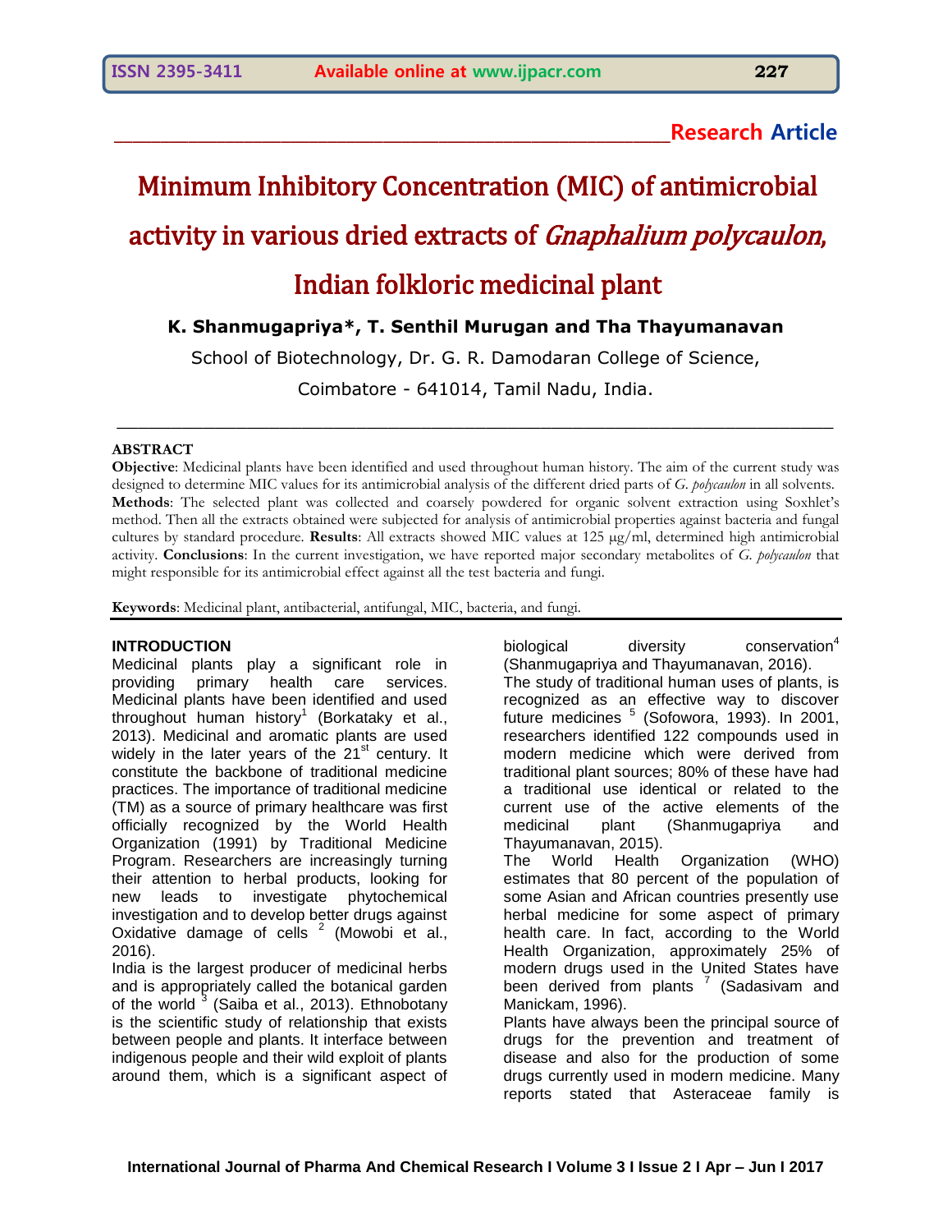**Research Article**

# Minimum Inhibitory Concentration (MIC) of antimicrobial activity in various dried extracts of *Gnaphalium polycaulon*, Indian folkloric medicinal plant

**K. Shanmugapriya\*, T. Senthil Murugan and Tha Thayumanavan**

School of Biotechnology, Dr. G. R. Damodaran College of Science,
Coimbatore - 641014, Tamil Nadu, India.

**ABSTRACT**

**Objective**: Medicinal plants have been identified and used throughout human history. The aim of the current study was designed to determine MIC values for its antimicrobial analysis of the different dried parts of *G. polycaulon* in all solvents. **Methods**: The selected plant was collected and coarsely powdered for organic solvent extraction using Soxhlet's method. Then all the extracts obtained were subjected for analysis of antimicrobial properties against bacteria and fungal cultures by standard procedure. **Results**: All extracts showed MIC values at 125 μg/ml, determined high antimicrobial activity. **Conclusions**: In the current investigation, we have reported major secondary metabolites of *G. polycaulon* that might responsible for its antimicrobial effect against all the test bacteria and fungi.

**Keywords**: Medicinal plant, antibacterial, antifungal, MIC, bacteria, and fungi.

## INTRODUCTION

Medicinal plants play a significant role in providing primary health care services. Medicinal plants have been identified and used throughout human history[1] (Borkataky et al., 2013). Medicinal and aromatic plants are used widely in the later years of the 21st century. It constitute the backbone of traditional medicine practices. The importance of traditional medicine (TM) as a source of primary healthcare was first officially recognized by the World Health Organization (1991) by Traditional Medicine Program. Researchers are increasingly turning their attention to herbal products, looking for new leads to investigate phytochemical investigation and to develop better drugs against Oxidative damage of cells [2] (Mowobi et al., 2016).

India is the largest producer of medicinal herbs and is appropriately called the botanical garden of the world [3] (Saiba et al., 2013). Ethnobotany is the scientific study of relationship that exists between people and plants. It interface between indigenous people and their wild exploit of plants around them, which is a significant aspect of biological diversity conservation[4] (Shanmugapriya and Thayumanavan, 2016).

The study of traditional human uses of plants, is recognized as an effective way to discover future medicines [5] (Sofowora, 1993). In 2001, researchers identified 122 compounds used in modern medicine which were derived from traditional plant sources; 80% of these have had a traditional use identical or related to the current use of the active elements of the medicinal plant (Shanmugapriya and Thayumanavan, 2015).

The World Health Organization (WHO) estimates that 80 percent of the population of some Asian and African countries presently use herbal medicine for some aspect of primary health care. In fact, according to the World Health Organization, approximately 25% of modern drugs used in the United States have been derived from plants [7] (Sadasivam and Manickam, 1996).

Plants have always been the principal source of drugs for the prevention and treatment of disease and also for the production of some drugs currently used in modern medicine. Many reports stated that Asteraceae family is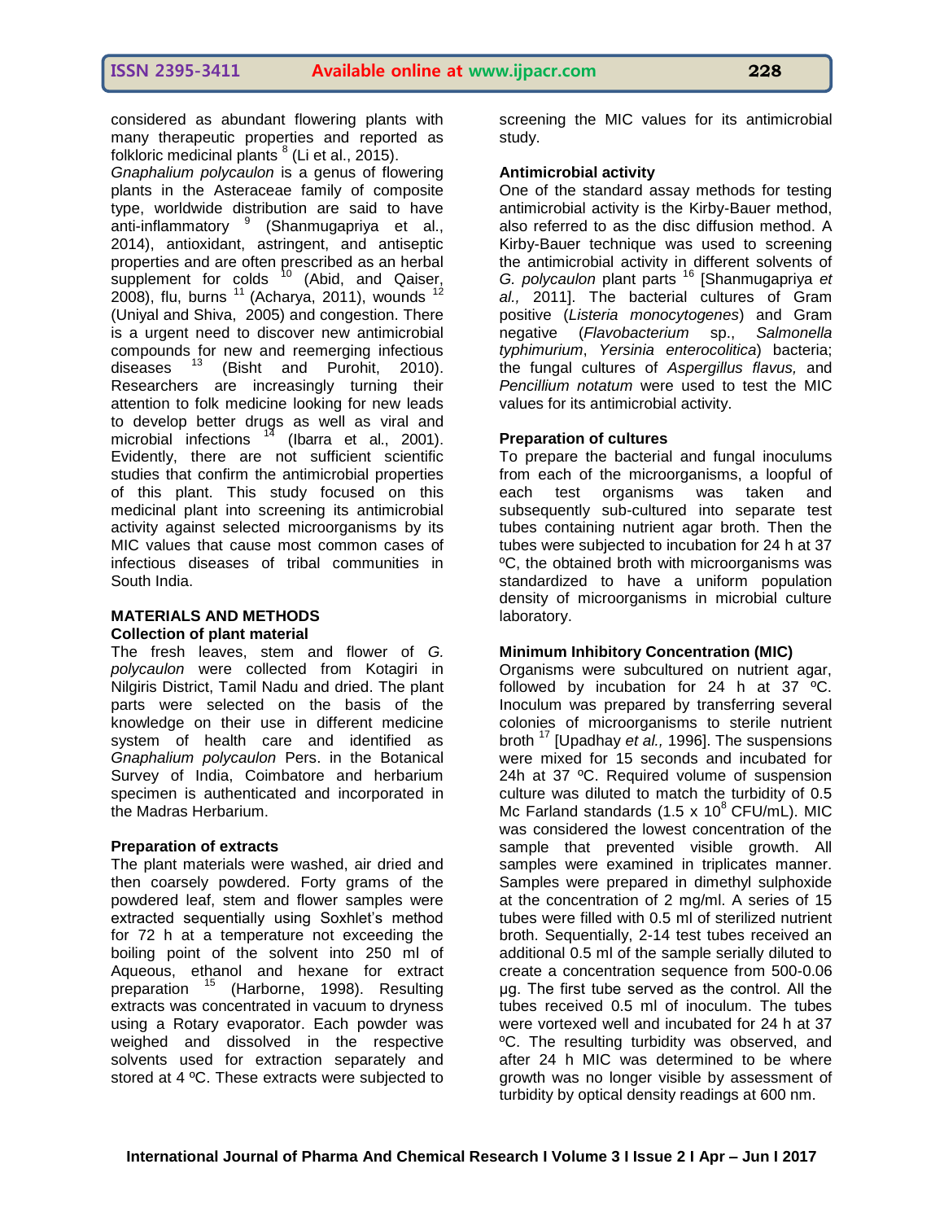considered as abundant flowering plants with many therapeutic properties and reported as folkloric medicinal plants [8] (Li et al., 2015).

*Gnaphalium polycaulon* is a genus of flowering plants in the Asteraceae family of composite type, worldwide distribution are said to have anti-inflammatory [9] (Shanmugapriya et al., 2014), antioxidant, astringent, and antiseptic properties and are often prescribed as an herbal supplement for colds [10] (Abid, and Qaiser, 2008), flu, burns [11] (Acharya, 2011), wounds [12] (Uniyal and Shiva, 2005) and congestion. There is a urgent need to discover new antimicrobial compounds for new and reemerging infectious diseases [13] (Bisht and Purohit, 2010). Researchers are increasingly turning their attention to folk medicine looking for new leads to develop better drugs as well as viral and microbial infections [14] (Ibarra et al., 2001). Evidently, there are not sufficient scientific studies that confirm the antimicrobial properties of this plant. This study focused on this medicinal plant into screening its antimicrobial activity against selected microorganisms by its MIC values that cause most common cases of infectious diseases of tribal communities in South India.

## MATERIALS AND METHODS

### Collection of plant material

The fresh leaves, stem and flower of *G. polycaulon* were collected from Kotagiri in Nilgiris District, Tamil Nadu and dried. The plant parts were selected on the basis of the knowledge on their use in different medicine system of health care and identified as *Gnaphalium polycaulon* Pers. in the Botanical Survey of India, Coimbatore and herbarium specimen is authenticated and incorporated in the Madras Herbarium.

### Preparation of extracts

The plant materials were washed, air dried and then coarsely powdered. Forty grams of the powdered leaf, stem and flower samples were extracted sequentially using Soxhlet's method for 72 h at a temperature not exceeding the boiling point of the solvent into 250 ml of Aqueous, ethanol and hexane for extract preparation [15] (Harborne, 1998). Resulting extracts was concentrated in vacuum to dryness using a Rotary evaporator. Each powder was weighed and dissolved in the respective solvents used for extraction separately and stored at 4 ºC. These extracts were subjected to screening the MIC values for its antimicrobial study.

### Antimicrobial activity

One of the standard assay methods for testing antimicrobial activity is the Kirby-Bauer method, also referred to as the disc diffusion method. A Kirby-Bauer technique was used to screening the antimicrobial activity in different solvents of *G. polycaulon* plant parts [16] [Shanmugapriya *et al.,* 2011]. The bacterial cultures of Gram positive (*Listeria monocytogenes*) and Gram negative (*Flavobacterium* sp., *Salmonella typhimurium*, *Yersinia enterocolitica*) bacteria; the fungal cultures of *Aspergillus flavus,* and *Pencillium notatum* were used to test the MIC values for its antimicrobial activity.

### Preparation of cultures

To prepare the bacterial and fungal inoculums from each of the microorganisms, a loopful of each test organisms was taken and subsequently sub-cultured into separate test tubes containing nutrient agar broth. Then the tubes were subjected to incubation for 24 h at 37 ºC, the obtained broth with microorganisms was standardized to have a uniform population density of microorganisms in microbial culture laboratory.

### Minimum Inhibitory Concentration (MIC)

Organisms were subcultured on nutrient agar, followed by incubation for 24 h at 37 ºC. Inoculum was prepared by transferring several colonies of microorganisms to sterile nutrient broth [17] [Upadhay *et al.,* 1996]. The suspensions were mixed for 15 seconds and incubated for 24h at 37 ºC. Required volume of suspension culture was diluted to match the turbidity of 0.5 Mc Farland standards ($1.5 \times 10^8$ CFU/mL). MIC was considered the lowest concentration of the sample that prevented visible growth. All samples were examined in triplicates manner. Samples were prepared in dimethyl sulphoxide at the concentration of 2 mg/ml. A series of 15 tubes were filled with 0.5 ml of sterilized nutrient broth. Sequentially, 2-14 test tubes received an additional 0.5 ml of the sample serially diluted to create a concentration sequence from 500-0.06 µg. The first tube served as the control. All the tubes received 0.5 ml of inoculum. The tubes were vortexed well and incubated for 24 h at 37 ºC. The resulting turbidity was observed, and after 24 h MIC was determined to be where growth was no longer visible by assessment of turbidity by optical density readings at 600 nm.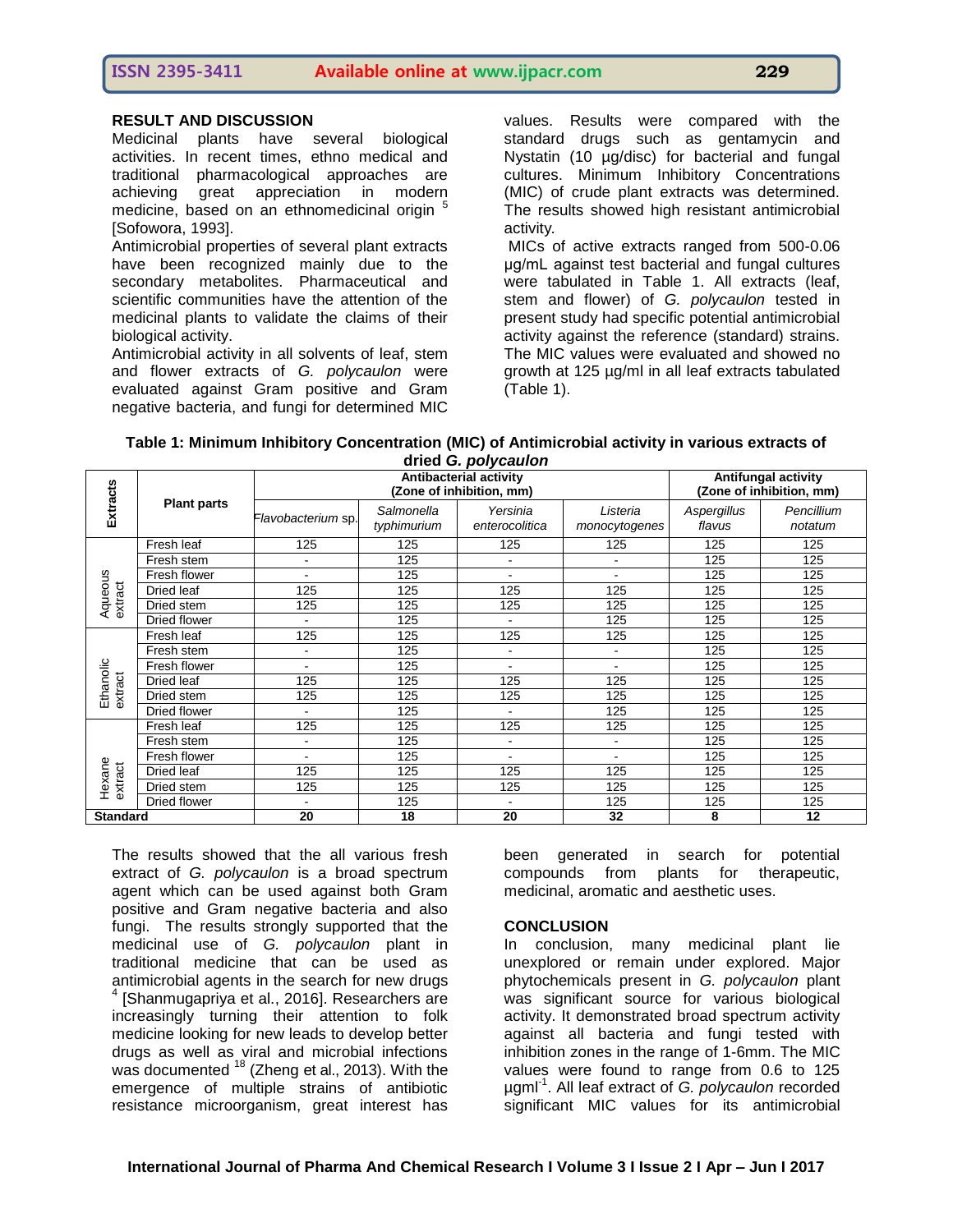## RESULT AND DISCUSSION

Medicinal plants have several biological activities. In recent times, ethno medical and traditional pharmacological approaches are achieving great appreciation in modern medicine, based on an ethnomedicinal origin [5] [Sofowora, 1993].

Antimicrobial properties of several plant extracts have been recognized mainly due to the secondary metabolites. Pharmaceutical and scientific communities have the attention of the medicinal plants to validate the claims of their biological activity.

Antimicrobial activity in all solvents of leaf, stem and flower extracts of *G. polycaulon* were evaluated against Gram positive and Gram negative bacteria, and fungi for determined MIC values. Results were compared with the standard drugs such as gentamycin and Nystatin (10 µg/disc) for bacterial and fungal cultures. Minimum Inhibitory Concentrations (MIC) of crude plant extracts was determined. The results showed high resistant antimicrobial activity.

MICs of active extracts ranged from 500-0.06 µg/mL against test bacterial and fungal cultures were tabulated in Table 1. All extracts (leaf, stem and flower) of *G. polycaulon* tested in present study had specific potential antimicrobial activity against the reference (standard) strains. The MIC values were evaluated and showed no growth at 125 µg/ml in all leaf extracts tabulated (Table 1).

**Table 1: Minimum Inhibitory Concentration (MIC) of Antimicrobial activity in various extracts of dried *G. polycaulon***

| Extracts | Plant parts | Antibacterial activity (Zone of inhibition, mm) | | | | Antifungal activity (Zone of inhibition, mm) | |
|---|---|---|---|---|---|---|---|
| | | *Flavobacterium sp.* | *Salmonella typhimurium* | *Yersinia enterocolitica* | *Listeria monocytogenes* | *Aspergillus flavus* | *Pencillium notatum* |
| Aqueous extract | Fresh leaf | 125 | 125 | 125 | 125 | 125 | 125 |
| | Fresh stem | - | 125 | - | - | 125 | 125 |
| | Fresh flower | - | 125 | - | - | 125 | 125 |
| | Dried leaf | 125 | 125 | 125 | 125 | 125 | 125 |
| | Dried stem | 125 | 125 | 125 | 125 | 125 | 125 |
| | Dried flower | - | 125 | - | 125 | 125 | 125 |
| Ethanolic extract | Fresh leaf | 125 | 125 | 125 | 125 | 125 | 125 |
| | Fresh stem | - | 125 | - | - | 125 | 125 |
| | Fresh flower | - | 125 | - | - | 125 | 125 |
| | Dried leaf | 125 | 125 | 125 | 125 | 125 | 125 |
| | Dried stem | 125 | 125 | 125 | 125 | 125 | 125 |
| | Dried flower | - | 125 | - | 125 | 125 | 125 |
| Hexane extract | Fresh leaf | 125 | 125 | 125 | 125 | 125 | 125 |
| | Fresh stem | - | 125 | - | - | 125 | 125 |
| | Fresh flower | - | 125 | - | - | 125 | 125 |
| | Dried leaf | 125 | 125 | 125 | 125 | 125 | 125 |
| | Dried stem | 125 | 125 | 125 | 125 | 125 | 125 |
| | Dried flower | - | 125 | - | 125 | 125 | 125 |
| **Standard** | | **20** | **18** | **20** | **32** | **8** | **12** |

The results showed that the all various fresh extract of *G. polycaulon* is a broad spectrum agent which can be used against both Gram positive and Gram negative bacteria and also fungi. The results strongly supported that the medicinal use of *G. polycaulon* plant in traditional medicine that can be used as antimicrobial agents in the search for new drugs [4] [Shanmugapriya et al., 2016]. Researchers are increasingly turning their attention to folk medicine looking for new leads to develop better drugs as well as viral and microbial infections was documented [18] (Zheng et al., 2013). With the emergence of multiple strains of antibiotic resistance microorganism, great interest has been generated in search for potential compounds from plants for therapeutic, medicinal, aromatic and aesthetic uses.

## CONCLUSION

In conclusion, many medicinal plant lie unexplored or remain under explored. Major phytochemicals present in *G. polycaulon* plant was significant source for various biological activity. It demonstrated broad spectrum activity against all bacteria and fungi tested with inhibition zones in the range of 1-6mm. The MIC values were found to range from 0.6 to 125 $\mu g ml^{-1}$. All leaf extract of *G. polycaulon* recorded significant MIC values for its antimicrobial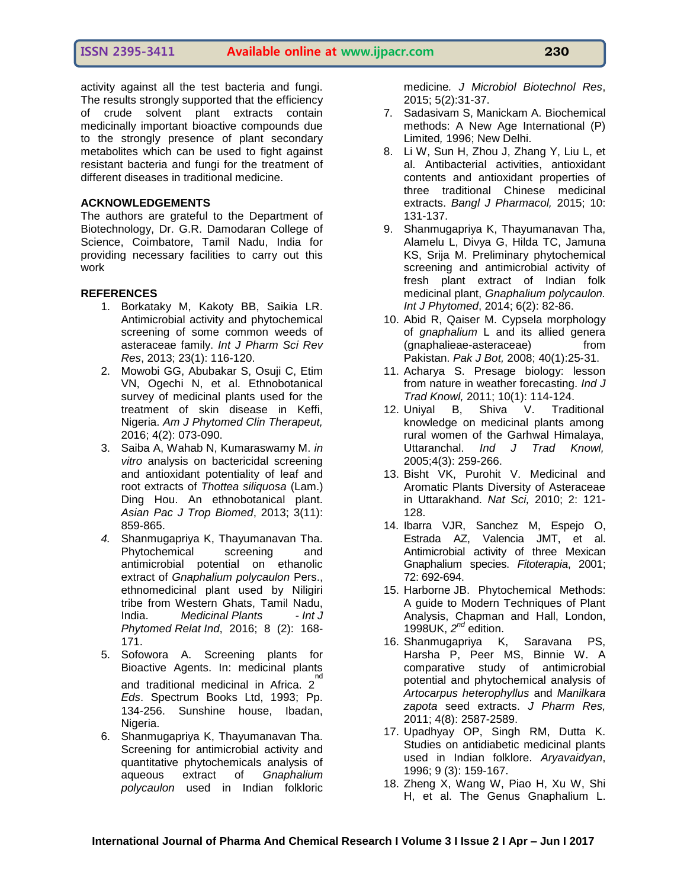activity against all the test bacteria and fungi. The results strongly supported that the efficiency of crude solvent plant extracts contain medicinally important bioactive compounds due to the strongly presence of plant secondary metabolites which can be used to fight against resistant bacteria and fungi for the treatment of different diseases in traditional medicine.

## ACKNOWLEDGEMENTS

The authors are grateful to the Department of Biotechnology, Dr. G.R. Damodaran College of Science, Coimbatore, Tamil Nadu, India for providing necessary facilities to carry out this work

## REFERENCES

1. Borkataky M, Kakoty BB, Saikia LR. Antimicrobial activity and phytochemical screening of some common weeds of asteraceae family. *Int J Pharm Sci Rev Res*, 2013; 23(1): 116-120.
2. Mowobi GG, Abubakar S, Osuji C, Etim VN, Ogechi N, et al. Ethnobotanical survey of medicinal plants used for the treatment of skin disease in Keffi, Nigeria. *Am J Phytomed Clin Therapeut,* 2016; 4(2): 073-090.
3. Saiba A, Wahab N, Kumaraswamy M. *in vitro* analysis on bactericidal screening and antioxidant potentiality of leaf and root extracts of *Thottea siliquosa* (Lam.) Ding Hou. An ethnobotanical plant. *Asian Pac J Trop Biomed*, 2013; 3(11): 859-865.
4. Shanmugapriya K, Thayumanavan Tha. Phytochemical screening and antimicrobial potential on ethanolic extract of *Gnaphalium polycaulon* Pers., ethnomedicinal plant used by Niligiri tribe from Western Ghats, Tamil Nadu, India. *Medicinal Plants - Int J Phytomed Relat Ind*, 2016; 8 (2): 168-171.
5. Sofowora A. Screening plants for Bioactive Agents. In: medicinal plants and traditional medicinal in Africa. 2nd *Eds*. Spectrum Books Ltd, 1993; Pp. 134-256. Sunshine house, Ibadan, Nigeria.
6. Shanmugapriya K, Thayumanavan Tha. Screening for antimicrobial activity and quantitative phytochemicals analysis of aqueous extract of *Gnaphalium polycaulon* used in Indian folkloric medicine*. J Microbiol Biotechnol Res*, 2015; 5(2):31-37.
7. Sadasivam S, Manickam A. Biochemical methods: A New Age International (P) Limited*,* 1996; New Delhi.
8. Li W, Sun H, Zhou J, Zhang Y, Liu L, et al. Antibacterial activities, antioxidant contents and antioxidant properties of three traditional Chinese medicinal extracts. *Bangl J Pharmacol,* 2015; 10: 131-137.
9. Shanmugapriya K, Thayumanavan Tha, Alamelu L, Divya G, Hilda TC, Jamuna KS, Srija M. Preliminary phytochemical screening and antimicrobial activity of fresh plant extract of Indian folk medicinal plant, *Gnaphalium polycaulon. Int J Phytomed*, 2014; 6(2): 82-86.
10. Abid R, Qaiser M. Cypsela morphology of *gnaphalium* L and its allied genera (gnaphalieae-asteraceae) from Pakistan. *Pak J Bot,* 2008; 40(1):25-31.
11. Acharya S. Presage biology: lesson from nature in weather forecasting. *Ind J Trad Knowl,* 2011; 10(1): 114-124.
12. Uniyal B, Shiva V. Traditional knowledge on medicinal plants among rural women of the Garhwal Himalaya, Uttaranchal. *Ind J Trad Knowl,* 2005;4(3): 259-266.
13. Bisht VK, Purohit V. Medicinal and Aromatic Plants Diversity of Asteraceae in Uttarakhand. *Nat Sci,* 2010; 2: 121-128.
14. Ibarra VJR, Sanchez M, Espejo O, Estrada AZ, Valencia JMT, et al. Antimicrobial activity of three Mexican Gnaphalium species. *Fitoterapia*, 2001; 72: 692-694.
15. Harborne JB. Phytochemical Methods: A guide to Modern Techniques of Plant Analysis, Chapman and Hall, London, 1998UK, *2nd* edition.
16. Shanmugapriya K, Saravana PS, Harsha P, Peer MS, Binnie W. A comparative study of antimicrobial potential and phytochemical analysis of *Artocarpus heterophyllus* and *Manilkara zapota* seed extracts. *J Pharm Res,* 2011; 4(8): 2587-2589.
17. Upadhyay OP, Singh RM, Dutta K. Studies on antidiabetic medicinal plants used in Indian folklore. *Aryavaidyan*, 1996; 9 (3): 159-167.
18. Zheng X, Wang W, Piao H, Xu W, Shi H, et al. The Genus Gnaphalium L.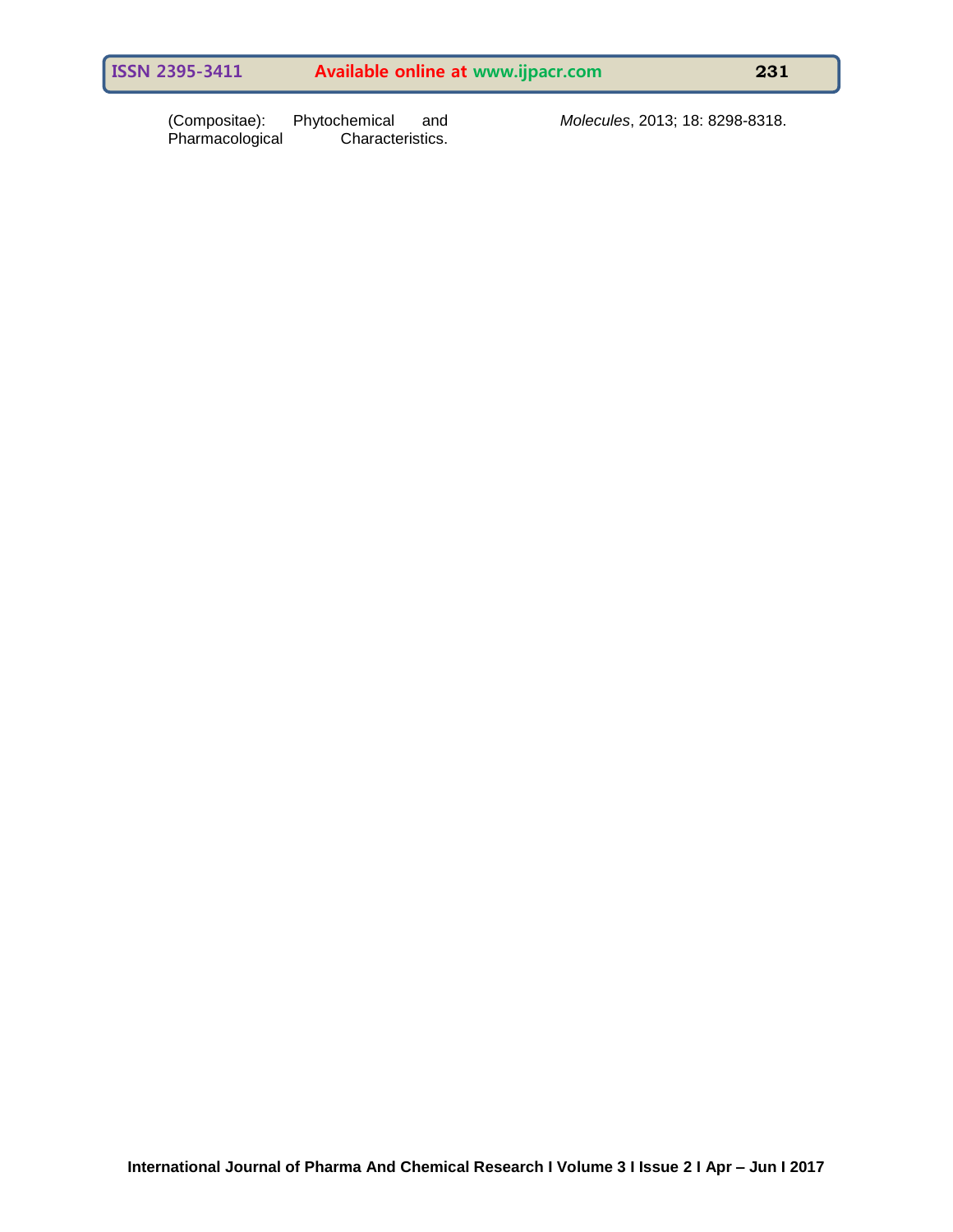(Compositae): Phytochemical and Pharmacological Characteristics. *Molecules*, 2013; 18: 8298-8318.